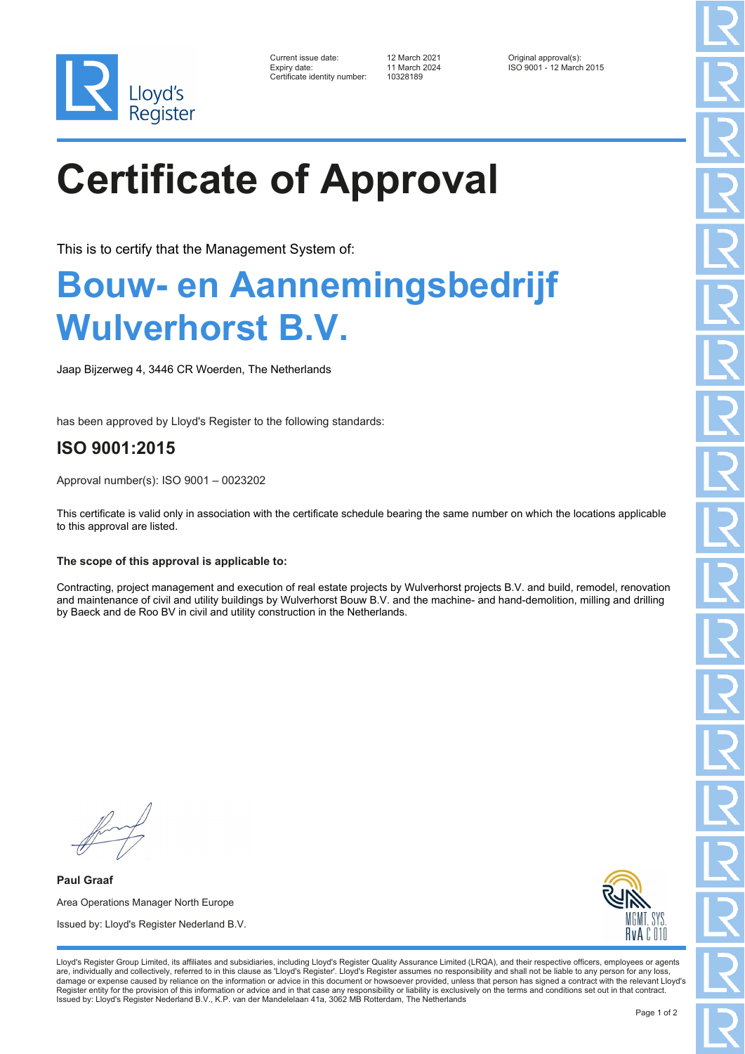Lloyd's Register

| | | |
|---|---|---|
| Current issue date: | 12 March 2021 | Original approval(s): |
| Expiry date: | 11 March 2024 | ISO 9001 - 12 March 2015 |
| Certificate identity number: | 10328189 | |

# Certificate of Approval

This is to certify that the Management System of:

## Bouw- en Aannemingsbedrijf Wulverhorst B.V.

Jaap Bijzerweg 4, 3446 CR Woerden, The Netherlands

has been approved by Lloyd's Register to the following standards:

### ISO 9001:2015

Approval number(s): ISO 9001 – 0023202

This certificate is valid only in association with the certificate schedule bearing the same number on which the locations applicable to this approval are listed.

**The scope of this approval is applicable to:**

Contracting, project management and execution of real estate projects by Wulverhorst projects B.V. and build, remodel, renovation and maintenance of civil and utility buildings by Wulverhorst Bouw B.V. and the machine- and hand-demolition, milling and drilling by Baeck and de Roo BV in civil and utility construction in the Netherlands.

**Paul Graaf**

Area Operations Manager North Europe

Issued by: Lloyd's Register Nederland B.V.

MGMT. SYS. RvA C 010

Lloyd's Register Group Limited, its affiliates and subsidiaries, including Lloyd's Register Quality Assurance Limited (LRQA), and their respective officers, employees or agents are, individually and collectively, referred to in this clause as 'Lloyd's Register'. Lloyd's Register assumes no responsibility and shall not be liable to any person for any loss, damage or expense caused by reliance on the information or advice in this document or howsoever provided, unless that person has signed a contract with the relevant Lloyd's Register entity for the provision of this information or advice and in that case any responsibility or liability is exclusively on the terms and conditions set out in that contract.
Issued by: Lloyd's Register Nederland B.V., K.P. van der Mandelelaan 41a, 3062 MB Rotterdam, The Netherlands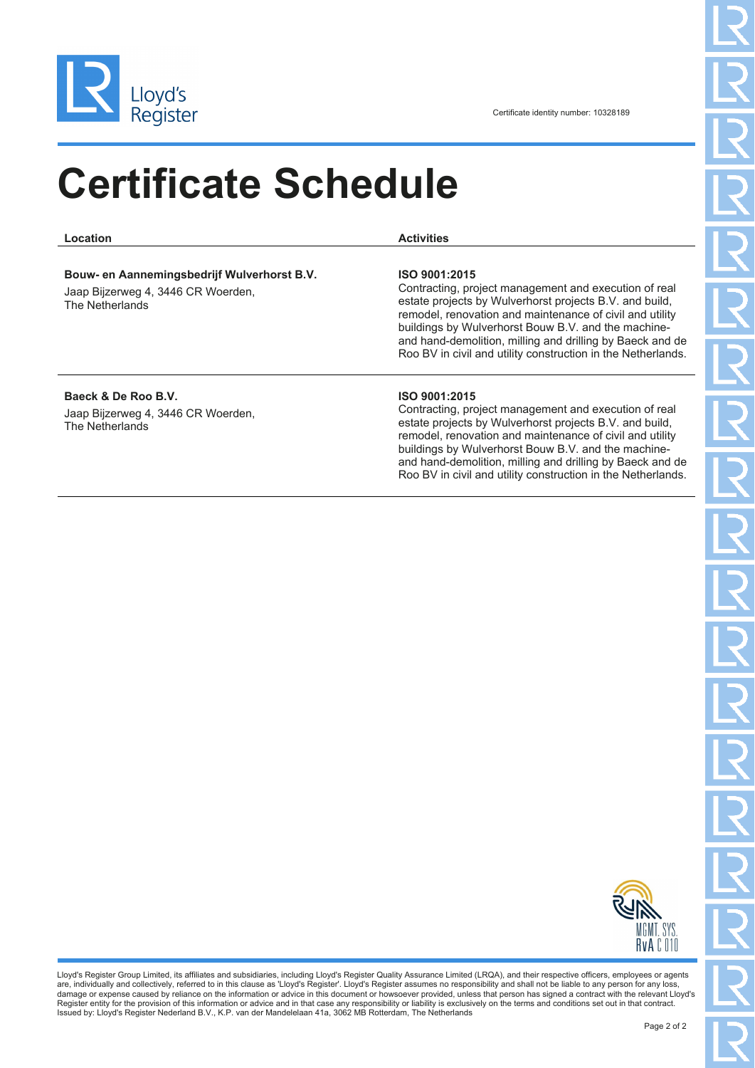Lloyd's Register

Certificate identity number: 10328189

# Certificate Schedule

| Location | Activities |
| --- | --- |
| **Bouw- en Aannemingsbedrijf Wulverhorst B.V.**<br>Jaap Bijzerweg 4, 3446 CR Woerden, The Netherlands | **ISO 9001:2015**<br>Contracting, project management and execution of real estate projects by Wulverhorst projects B.V. and build, remodel, renovation and maintenance of civil and utility buildings by Wulverhorst Bouw B.V. and the machine- and hand-demolition, milling and drilling by Baeck and de Roo BV in civil and utility construction in the Netherlands. |
| **Baeck & De Roo B.V.**<br>Jaap Bijzerweg 4, 3446 CR Woerden, The Netherlands | **ISO 9001:2015**<br>Contracting, project management and execution of real estate projects by Wulverhorst projects B.V. and build, remodel, renovation and maintenance of civil and utility buildings by Wulverhorst Bouw B.V. and the machine- and hand-demolition, milling and drilling by Baeck and de Roo BV in civil and utility construction in the Netherlands. |

MGMT. SYS. RvA C 010

Lloyd's Register Group Limited, its affiliates and subsidiaries, including Lloyd's Register Quality Assurance Limited (LRQA), and their respective officers, employees or agents are, individually and collectively, referred to in this clause as 'Lloyd's Register'. Lloyd's Register assumes no responsibility and shall not be liable to any person for any loss, damage or expense caused by reliance on the information or advice in this document or howsoever provided, unless that person has signed a contract with the relevant Lloyd's Register entity for the provision of this information or advice and in that case any responsibility or liability is exclusively on the terms and conditions set out in that contract.
Issued by: Lloyd's Register Nederland B.V., K.P. van der Mandelelaan 41a, 3062 MB Rotterdam, The Netherlands